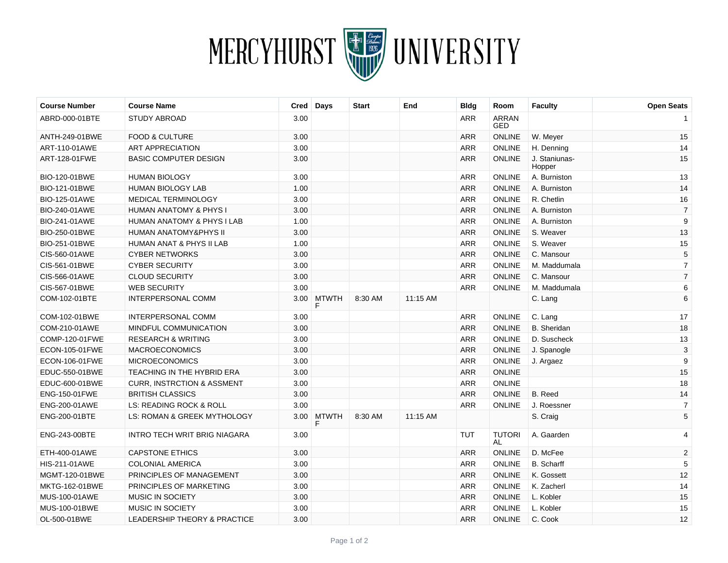# MERCYHURST UNIVERSITY

| Course Number | Course Name | Cred | Days | Start | End | Bldg | Room | Faculty | Open Seats |
|---|---|---|---|---|---|---|---|---|---|
| ABRD-000-01BTE | STUDY ABROAD | 3.00 | | | | ARR | ARRANGED | | 1 |
| ANTH-249-01BWE | FOOD & CULTURE | 3.00 | | | | ARR | ONLINE | W. Meyer | 15 |
| ART-110-01AWE | ART APPRECIATION | 3.00 | | | | ARR | ONLINE | H. Denning | 14 |
| ART-128-01FWE | BASIC COMPUTER DESIGN | 3.00 | | | | ARR | ONLINE | J. Staniunas-Hopper | 15 |
| BIO-120-01BWE | HUMAN BIOLOGY | 3.00 | | | | ARR | ONLINE | A. Burniston | 13 |
| BIO-121-01BWE | HUMAN BIOLOGY LAB | 1.00 | | | | ARR | ONLINE | A. Burniston | 14 |
| BIO-125-01AWE | MEDICAL TERMINOLOGY | 3.00 | | | | ARR | ONLINE | R. Chetlin | 16 |
| BIO-240-01AWE | HUMAN ANATOMY & PHYS I | 3.00 | | | | ARR | ONLINE | A. Burniston | 7 |
| BIO-241-01AWE | HUMAN ANATOMY & PHYS I LAB | 1.00 | | | | ARR | ONLINE | A. Burniston | 9 |
| BIO-250-01BWE | HUMAN ANATOMY&PHYS II | 3.00 | | | | ARR | ONLINE | S. Weaver | 13 |
| BIO-251-01BWE | HUMAN ANAT & PHYS II LAB | 1.00 | | | | ARR | ONLINE | S. Weaver | 15 |
| CIS-560-01AWE | CYBER NETWORKS | 3.00 | | | | ARR | ONLINE | C. Mansour | 5 |
| CIS-561-01BWE | CYBER SECURITY | 3.00 | | | | ARR | ONLINE | M. Maddumala | 7 |
| CIS-566-01AWE | CLOUD SECURITY | 3.00 | | | | ARR | ONLINE | C. Mansour | 7 |
| CIS-567-01BWE | WEB SECURITY | 3.00 | | | | ARR | ONLINE | M. Maddumala | 6 |
| COM-102-01BTE | INTERPERSONAL COMM | 3.00 | MTWTHF | 8:30 AM | 11:15 AM | | | C. Lang | 6 |
| COM-102-01BWE | INTERPERSONAL COMM | 3.00 | | | | ARR | ONLINE | C. Lang | 17 |
| COM-210-01AWE | MINDFUL COMMUNICATION | 3.00 | | | | ARR | ONLINE | B. Sheridan | 18 |
| COMP-120-01FWE | RESEARCH & WRITING | 3.00 | | | | ARR | ONLINE | D. Suscheck | 13 |
| ECON-105-01FWE | MACROECONOMICS | 3.00 | | | | ARR | ONLINE | J. Spanogle | 3 |
| ECON-106-01FWE | MICROECONOMICS | 3.00 | | | | ARR | ONLINE | J. Argaez | 9 |
| EDUC-550-01BWE | TEACHING IN THE HYBRID ERA | 3.00 | | | | ARR | ONLINE | | 15 |
| EDUC-600-01BWE | CURR, INSTRCTION & ASSMENT | 3.00 | | | | ARR | ONLINE | | 18 |
| ENG-150-01FWE | BRITISH CLASSICS | 3.00 | | | | ARR | ONLINE | B. Reed | 14 |
| ENG-200-01AWE | LS: READING ROCK & ROLL | 3.00 | | | | ARR | ONLINE | J. Roessner | 7 |
| ENG-200-01BTE | LS: ROMAN & GREEK MYTHOLOGY | 3.00 | MTWTHF | 8:30 AM | 11:15 AM | | | S. Craig | 5 |
| ENG-243-00BTE | INTRO TECH WRIT BRIG NIAGARA | 3.00 | | | | TUT | TUTORIAL | A. Gaarden | 4 |
| ETH-400-01AWE | CAPSTONE ETHICS | 3.00 | | | | ARR | ONLINE | D. McFee | 2 |
| HIS-211-01AWE | COLONIAL AMERICA | 3.00 | | | | ARR | ONLINE | B. Scharff | 5 |
| MGMT-120-01BWE | PRINCIPLES OF MANAGEMENT | 3.00 | | | | ARR | ONLINE | K. Gossett | 12 |
| MKTG-162-01BWE | PRINCIPLES OF MARKETING | 3.00 | | | | ARR | ONLINE | K. Zacherl | 14 |
| MUS-100-01AWE | MUSIC IN SOCIETY | 3.00 | | | | ARR | ONLINE | L. Kobler | 15 |
| MUS-100-01BWE | MUSIC IN SOCIETY | 3.00 | | | | ARR | ONLINE | L. Kobler | 15 |
| OL-500-01BWE | LEADERSHIP THEORY & PRACTICE | 3.00 | | | | ARR | ONLINE | C. Cook | 12 |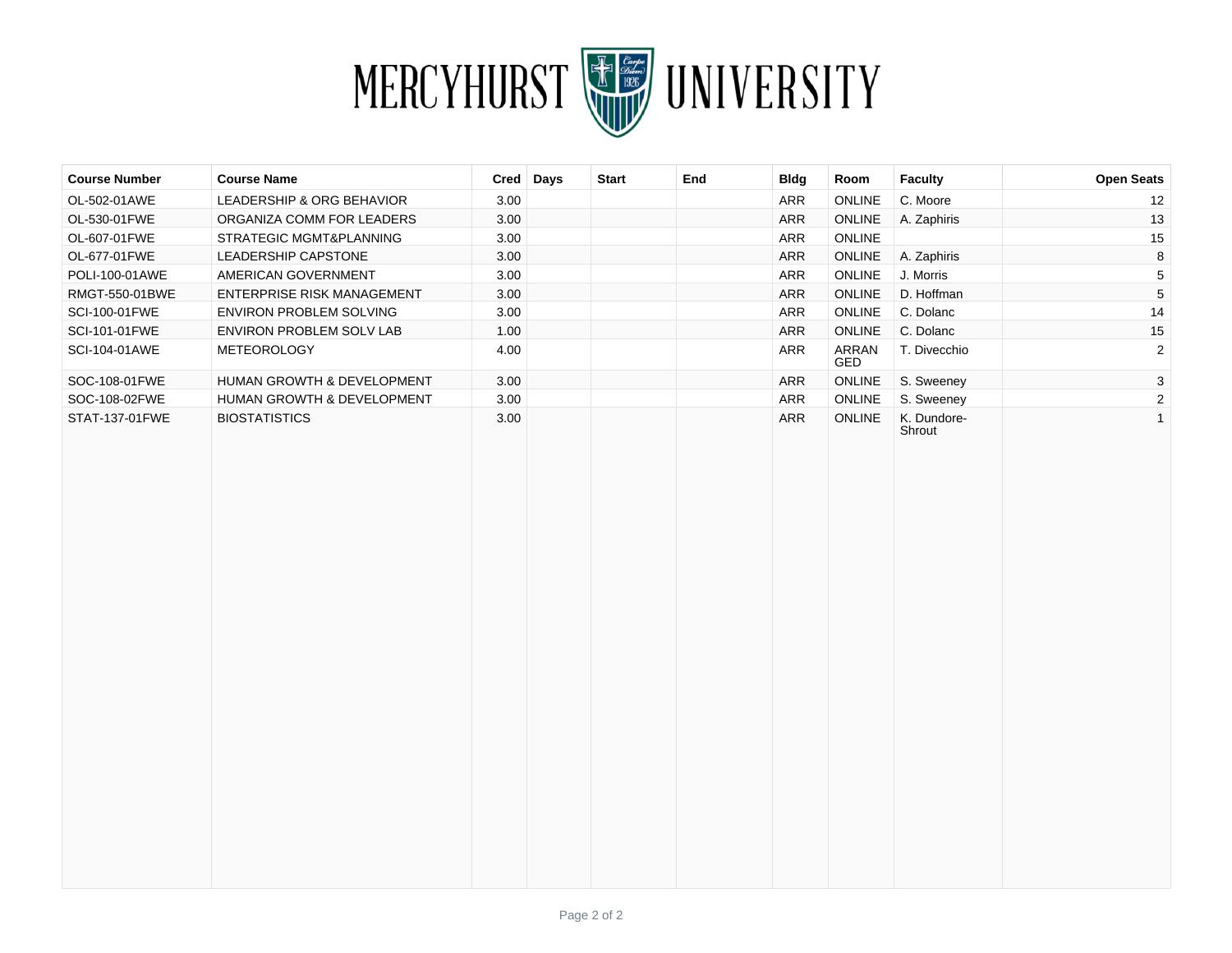# MERCYHURST UNIVERSITY

| Course Number | Course Name | Cred | Days | Start | End | Bldg | Room | Faculty | Open Seats |
|---|---|---|---|---|---|---|---|---|---|
| OL-502-01AWE | LEADERSHIP & ORG BEHAVIOR | 3.00 | | | | ARR | ONLINE | C. Moore | 12 |
| OL-530-01FWE | ORGANIZA COMM FOR LEADERS | 3.00 | | | | ARR | ONLINE | A. Zaphiris | 13 |
| OL-607-01FWE | STRATEGIC MGMT&PLANNING | 3.00 | | | | ARR | ONLINE | | 15 |
| OL-677-01FWE | LEADERSHIP CAPSTONE | 3.00 | | | | ARR | ONLINE | A. Zaphiris | 8 |
| POLI-100-01AWE | AMERICAN GOVERNMENT | 3.00 | | | | ARR | ONLINE | J. Morris | 5 |
| RMGT-550-01BWE | ENTERPRISE RISK MANAGEMENT | 3.00 | | | | ARR | ONLINE | D. Hoffman | 5 |
| SCI-100-01FWE | ENVIRON PROBLEM SOLVING | 3.00 | | | | ARR | ONLINE | C. Dolanc | 14 |
| SCI-101-01FWE | ENVIRON PROBLEM SOLV LAB | 1.00 | | | | ARR | ONLINE | C. Dolanc | 15 |
| SCI-104-01AWE | METEOROLOGY | 4.00 | | | | ARR | ARRANGED | T. Divecchio | 2 |
| SOC-108-01FWE | HUMAN GROWTH & DEVELOPMENT | 3.00 | | | | ARR | ONLINE | S. Sweeney | 3 |
| SOC-108-02FWE | HUMAN GROWTH & DEVELOPMENT | 3.00 | | | | ARR | ONLINE | S. Sweeney | 2 |
| STAT-137-01FWE | BIOSTATISTICS | 3.00 | | | | ARR | ONLINE | K. Dundore-Shrout | 1 |